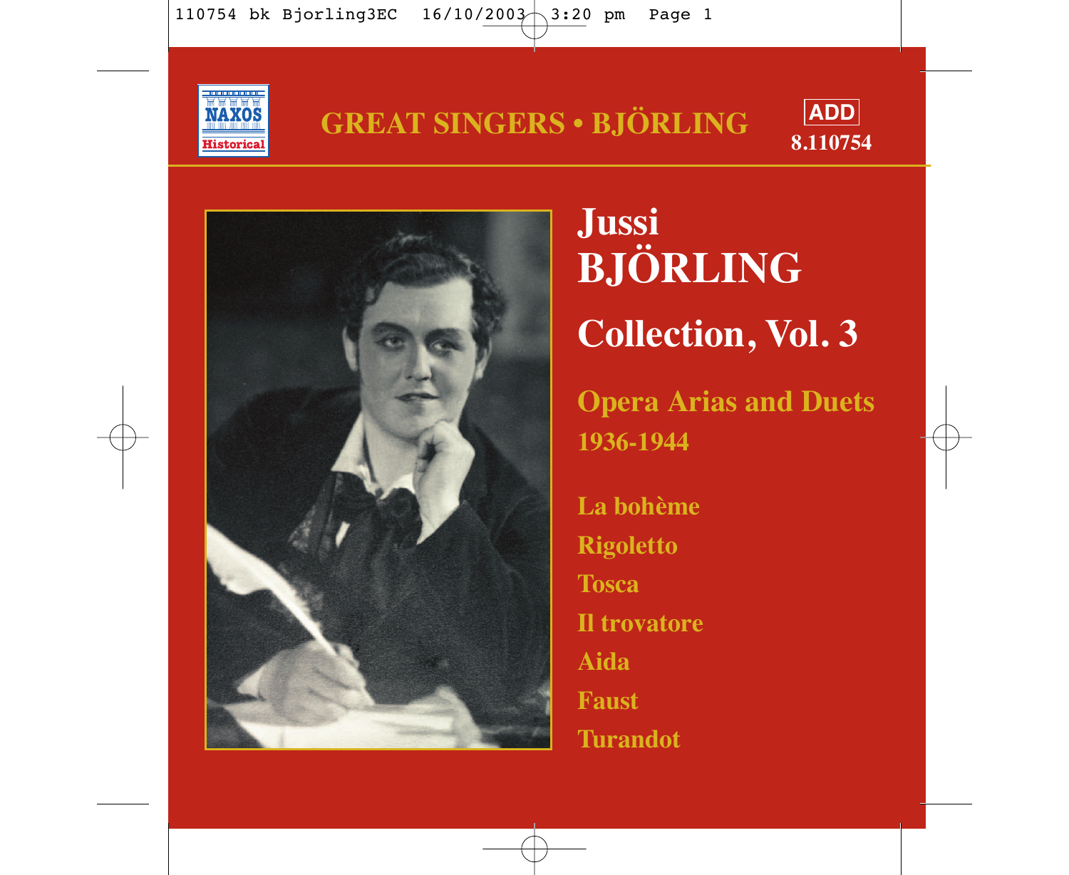NAXOS Historical

GREAT SINGERS • BJÖRLING

ADD
8.110754

# Jussi BJÖRLING

## Collection, Vol. 3

### Opera Arias and Duets
### 1936-1944

La bohème

Rigoletto

Tosca

Il trovatore

Aida

Faust

Turandot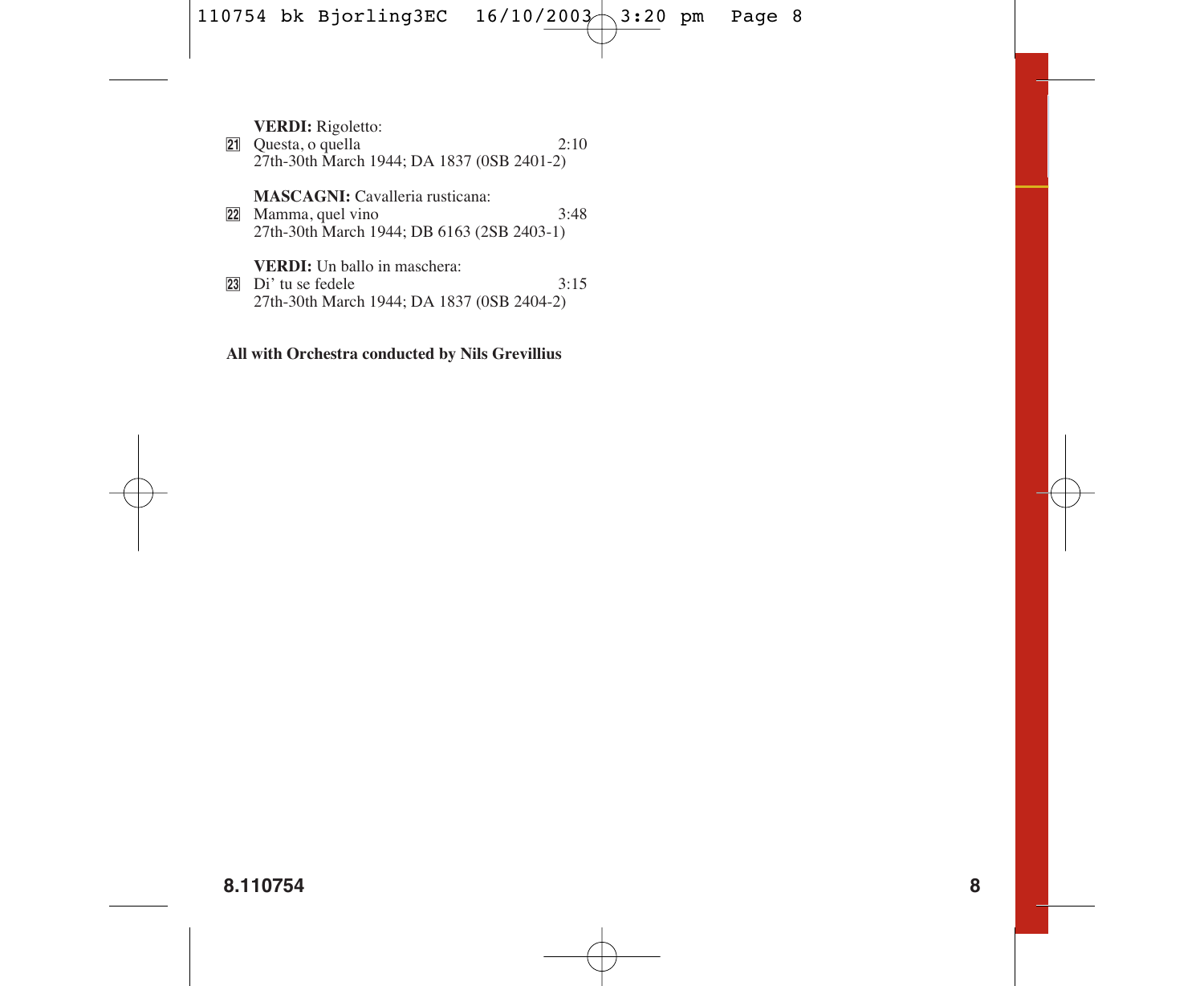**VERDI:** Rigoletto:

21 Questa, o quella — 2:10
27th-30th March 1944; DA 1837 (0SB 2401-2)

**MASCAGNI:** Cavalleria rusticana:

22 Mamma, quel vino — 3:48
27th-30th March 1944; DB 6163 (2SB 2403-1)

**VERDI:** Un ballo in maschera:

23 Di' tu se fedele — 3:15
27th-30th March 1944; DA 1837 (0SB 2404-2)

**All with Orchestra conducted by Nils Grevillius**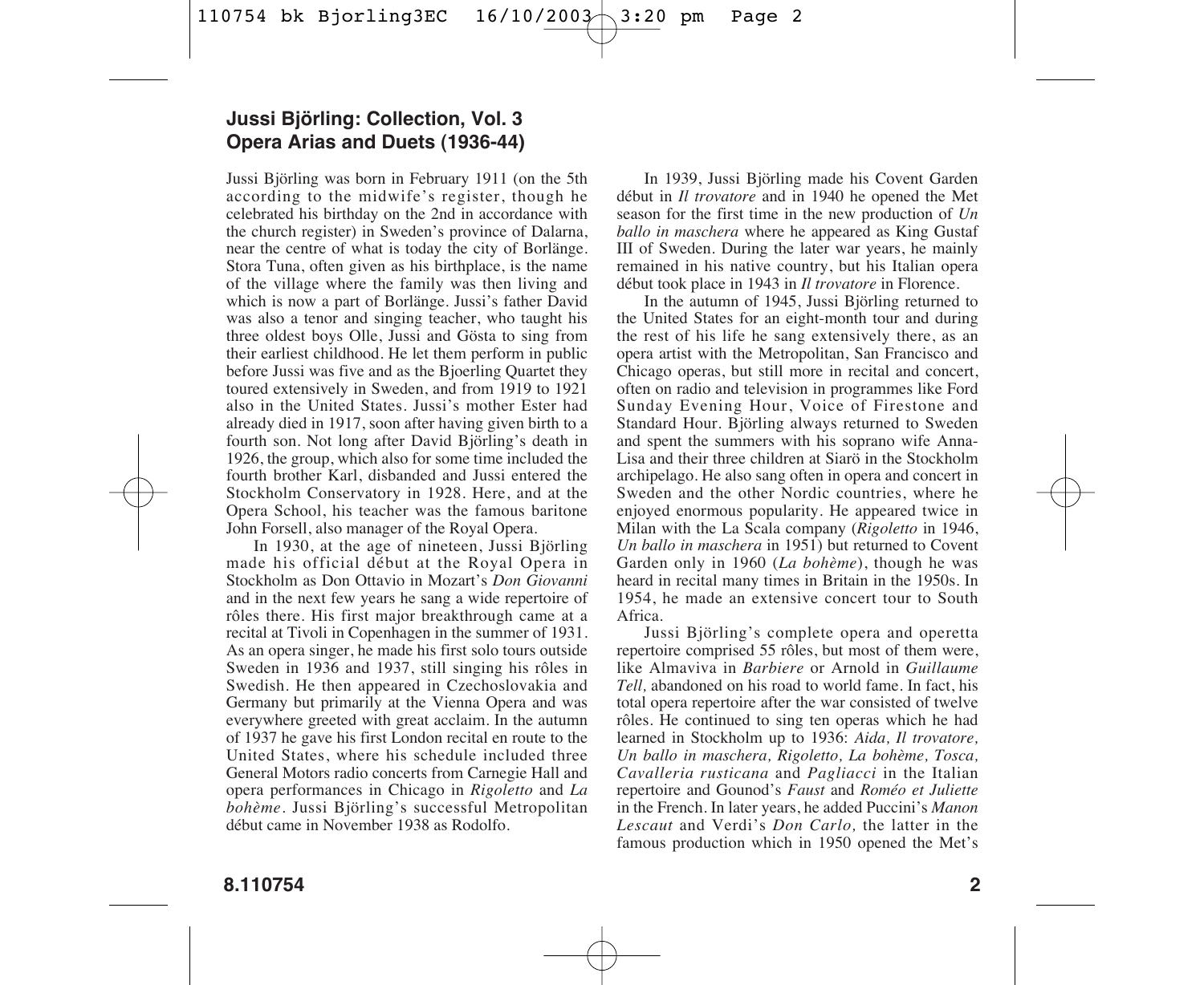## Jussi Björling: Collection, Vol. 3
## Opera Arias and Duets (1936-44)

Jussi Björling was born in February 1911 (on the 5th according to the midwife's register, though he celebrated his birthday on the 2nd in accordance with the church register) in Sweden's province of Dalarna, near the centre of what is today the city of Borlänge. Stora Tuna, often given as his birthplace, is the name of the village where the family was then living and which is now a part of Borlänge. Jussi's father David was also a tenor and singing teacher, who taught his three oldest boys Olle, Jussi and Gösta to sing from their earliest childhood. He let them perform in public before Jussi was five and as the Bjoerling Quartet they toured extensively in Sweden, and from 1919 to 1921 also in the United States. Jussi's mother Ester had already died in 1917, soon after having given birth to a fourth son. Not long after David Björling's death in 1926, the group, which also for some time included the fourth brother Karl, disbanded and Jussi entered the Stockholm Conservatory in 1928. Here, and at the Opera School, his teacher was the famous baritone John Forsell, also manager of the Royal Opera.

In 1930, at the age of nineteen, Jussi Björling made his official début at the Royal Opera in Stockholm as Don Ottavio in Mozart's *Don Giovanni* and in the next few years he sang a wide repertoire of rôles there. His first major breakthrough came at a recital at Tivoli in Copenhagen in the summer of 1931. As an opera singer, he made his first solo tours outside Sweden in 1936 and 1937, still singing his rôles in Swedish. He then appeared in Czechoslovakia and Germany but primarily at the Vienna Opera and was everywhere greeted with great acclaim. In the autumn of 1937 he gave his first London recital en route to the United States, where his schedule included three General Motors radio concerts from Carnegie Hall and opera performances in Chicago in *Rigoletto* and *La bohème*. Jussi Björling's successful Metropolitan début came in November 1938 as Rodolfo.

In 1939, Jussi Björling made his Covent Garden début in *Il trovatore* and in 1940 he opened the Met season for the first time in the new production of *Un ballo in maschera* where he appeared as King Gustaf III of Sweden. During the later war years, he mainly remained in his native country, but his Italian opera début took place in 1943 in *Il trovatore* in Florence.

In the autumn of 1945, Jussi Björling returned to the United States for an eight-month tour and during the rest of his life he sang extensively there, as an opera artist with the Metropolitan, San Francisco and Chicago operas, but still more in recital and concert, often on radio and television in programmes like Ford Sunday Evening Hour, Voice of Firestone and Standard Hour. Björling always returned to Sweden and spent the summers with his soprano wife Anna-Lisa and their three children at Siarö in the Stockholm archipelago. He also sang often in opera and concert in Sweden and the other Nordic countries, where he enjoyed enormous popularity. He appeared twice in Milan with the La Scala company (*Rigoletto* in 1946, *Un ballo in maschera* in 1951) but returned to Covent Garden only in 1960 (*La bohème*), though he was heard in recital many times in Britain in the 1950s. In 1954, he made an extensive concert tour to South Africa.

Jussi Björling's complete opera and operetta repertoire comprised 55 rôles, but most of them were, like Almaviva in *Barbiere* or Arnold in *Guillaume Tell,* abandoned on his road to world fame. In fact, his total opera repertoire after the war consisted of twelve rôles. He continued to sing ten operas which he had learned in Stockholm up to 1936: *Aida, Il trovatore, Un ballo in maschera, Rigoletto, La bohème, Tosca, Cavalleria rusticana* and *Pagliacci* in the Italian repertoire and Gounod's *Faust* and *Roméo et Juliette* in the French. In later years, he added Puccini's *Manon Lescaut* and Verdi's *Don Carlo,* the latter in the famous production which in 1950 opened the Met's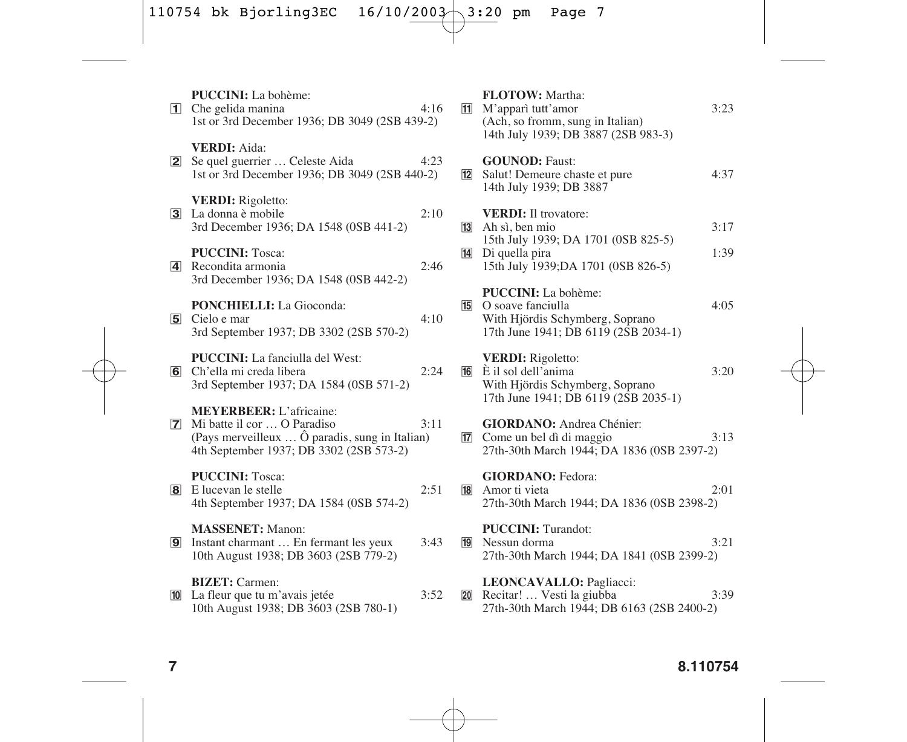**PUCCINI:** La bohème:

1 Che gelida manina 4:16
1st or 3rd December 1936; DB 3049 (2SB 439-2)

**VERDI:** Aida:

2 Se quel guerrier … Celeste Aida 4:23
1st or 3rd December 1936; DB 3049 (2SB 440-2)

**VERDI:** Rigoletto:

3 La donna è mobile 2:10
3rd December 1936; DA 1548 (0SB 441-2)

**PUCCINI:** Tosca:

4 Recondita armonia 2:46
3rd December 1936; DA 1548 (0SB 442-2)

**PONCHIELLI:** La Gioconda:

5 Cielo e mar 4:10
3rd September 1937; DB 3302 (2SB 570-2)

**PUCCINI:** La fanciulla del West:

6 Ch'ella mi creda libera 2:24
3rd September 1937; DA 1584 (0SB 571-2)

**MEYERBEER:** L'africaine:

7 Mi batte il cor … O Paradiso 3:11
(Pays merveilleux … Ô paradis, sung in Italian)
4th September 1937; DB 3302 (2SB 573-2)

**PUCCINI:** Tosca:

8 E lucevan le stelle 2:51
4th September 1937; DA 1584 (0SB 574-2)

**MASSENET:** Manon:

9 Instant charmant … En fermant les yeux 3:43
10th August 1938; DB 3603 (2SB 779-2)

**BIZET:** Carmen:

10 La fleur que tu m'avais jetée 3:52
10th August 1938; DB 3603 (2SB 780-1)

**FLOTOW:** Martha:

11 M'apparì tutt'amor 3:23
(Ach, so fromm, sung in Italian)
14th July 1939; DB 3887 (2SB 983-3)

**GOUNOD:** Faust:

12 Salut! Demeure chaste et pure 4:37
14th July 1939; DB 3887

**VERDI:** Il trovatore:

13 Ah sì, ben mio 3:17
15th July 1939; DA 1701 (0SB 825-5)

14 Di quella pira 1:39
15th July 1939;DA 1701 (0SB 826-5)

**PUCCINI:** La bohème:

15 O soave fanciulla 4:05
With Hjördis Schymberg, Soprano
17th June 1941; DB 6119 (2SB 2034-1)

**VERDI:** Rigoletto:

16 È il sol dell'anima 3:20
With Hjördis Schymberg, Soprano
17th June 1941; DB 6119 (2SB 2035-1)

**GIORDANO:** Andrea Chénier:

17 Come un bel dì di maggio 3:13
27th-30th March 1944; DA 1836 (0SB 2397-2)

**GIORDANO:** Fedora:

18 Amor ti vieta 2:01
27th-30th March 1944; DA 1836 (0SB 2398-2)

**PUCCINI:** Turandot:

19 Nessun dorma 3:21
27th-30th March 1944; DA 1841 (0SB 2399-2)

**LEONCAVALLO:** Pagliacci:

20 Recitar! … Vesti la giubba 3:39
27th-30th March 1944; DB 6163 (2SB 2400-2)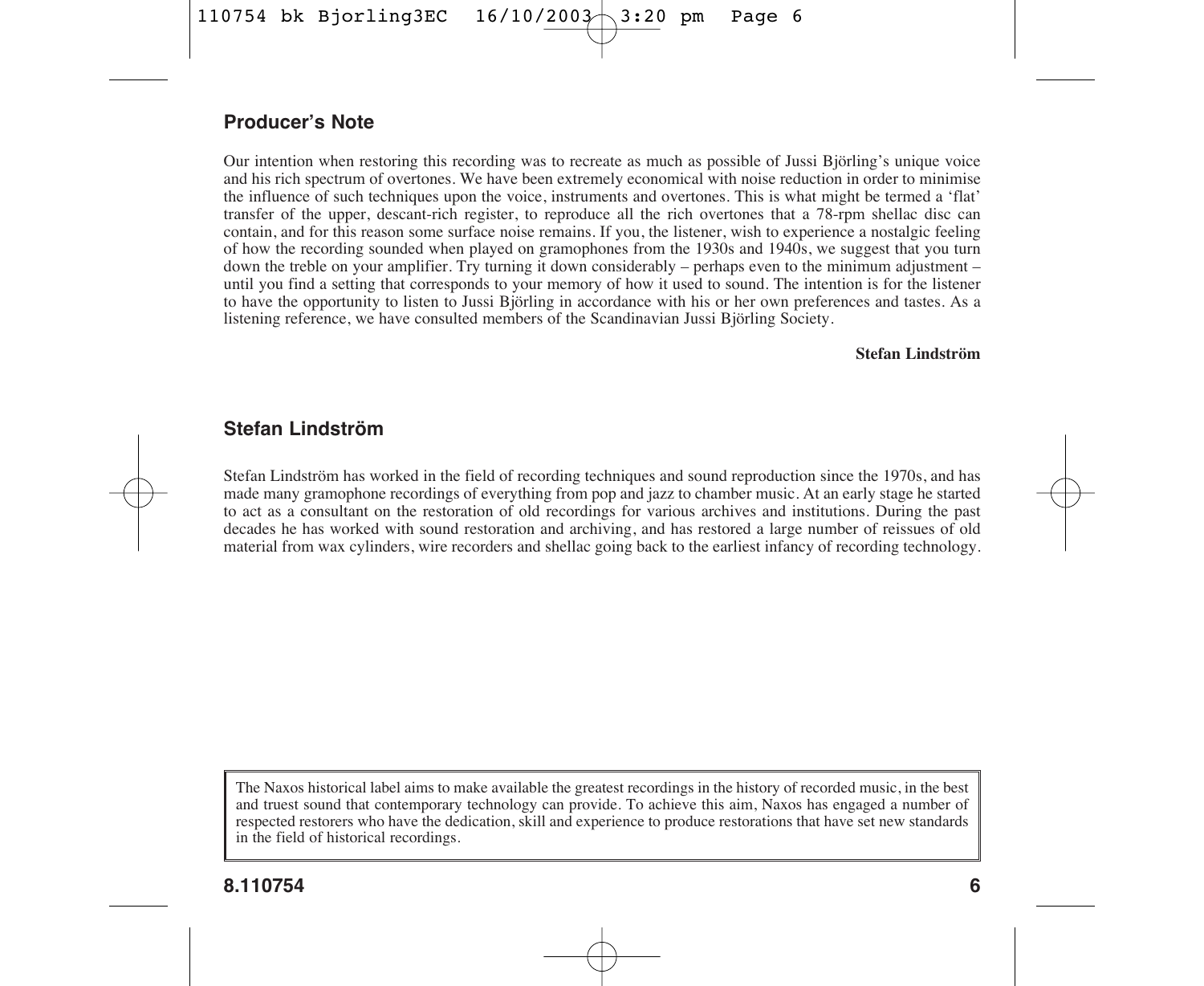## Producer's Note

Our intention when restoring this recording was to recreate as much as possible of Jussi Björling's unique voice and his rich spectrum of overtones. We have been extremely economical with noise reduction in order to minimise the influence of such techniques upon the voice, instruments and overtones. This is what might be termed a 'flat' transfer of the upper, descant-rich register, to reproduce all the rich overtones that a 78-rpm shellac disc can contain, and for this reason some surface noise remains. If you, the listener, wish to experience a nostalgic feeling of how the recording sounded when played on gramophones from the 1930s and 1940s, we suggest that you turn down the treble on your amplifier. Try turning it down considerably – perhaps even to the minimum adjustment – until you find a setting that corresponds to your memory of how it used to sound. The intention is for the listener to have the opportunity to listen to Jussi Björling in accordance with his or her own preferences and tastes. As a listening reference, we have consulted members of the Scandinavian Jussi Björling Society.

**Stefan Lindström**

## Stefan Lindström

Stefan Lindström has worked in the field of recording techniques and sound reproduction since the 1970s, and has made many gramophone recordings of everything from pop and jazz to chamber music. At an early stage he started to act as a consultant on the restoration of old recordings for various archives and institutions. During the past decades he has worked with sound restoration and archiving, and has restored a large number of reissues of old material from wax cylinders, wire recorders and shellac going back to the earliest infancy of recording technology.

The Naxos historical label aims to make available the greatest recordings in the history of recorded music, in the best and truest sound that contemporary technology can provide. To achieve this aim, Naxos has engaged a number of respected restorers who have the dedication, skill and experience to produce restorations that have set new standards in the field of historical recordings.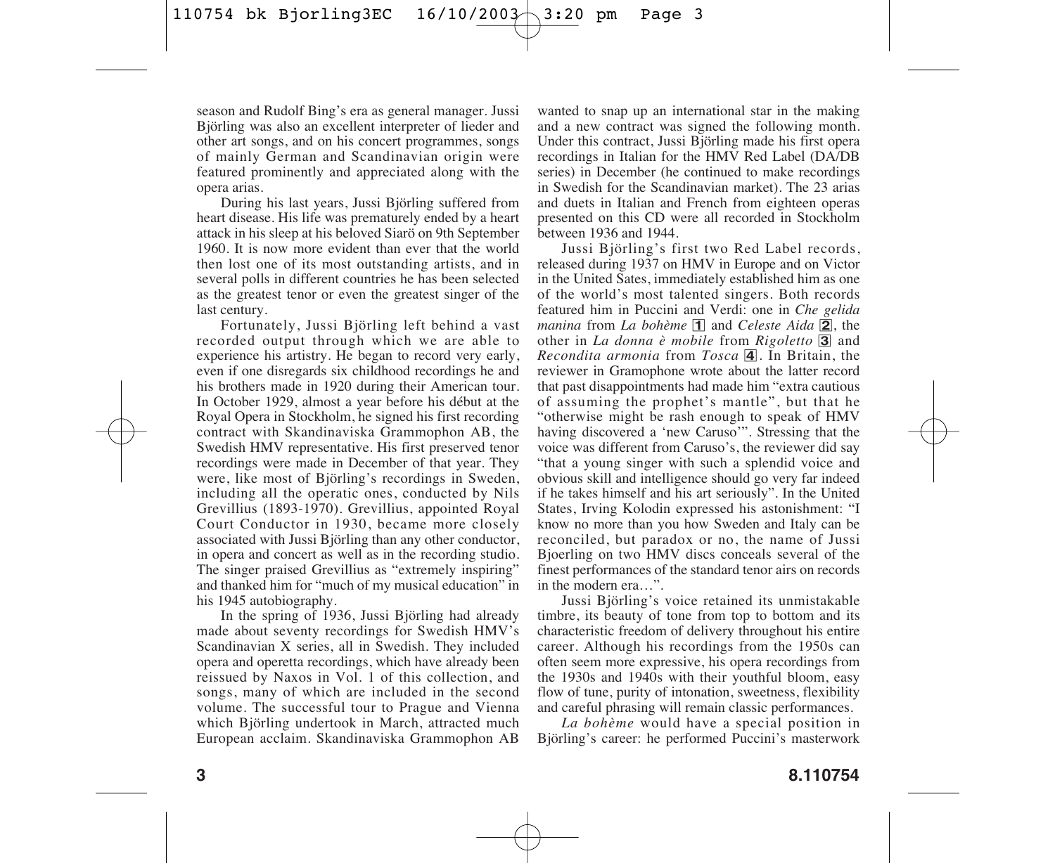season and Rudolf Bing's era as general manager. Jussi Björling was also an excellent interpreter of lieder and other art songs, and on his concert programmes, songs of mainly German and Scandinavian origin were featured prominently and appreciated along with the opera arias.

During his last years, Jussi Björling suffered from heart disease. His life was prematurely ended by a heart attack in his sleep at his beloved Siarö on 9th September 1960. It is now more evident than ever that the world then lost one of its most outstanding artists, and in several polls in different countries he has been selected as the greatest tenor or even the greatest singer of the last century.

Fortunately, Jussi Björling left behind a vast recorded output through which we are able to experience his artistry. He began to record very early, even if one disregards six childhood recordings he and his brothers made in 1920 during their American tour. In October 1929, almost a year before his début at the Royal Opera in Stockholm, he signed his first recording contract with Skandinaviska Grammophon AB, the Swedish HMV representative. His first preserved tenor recordings were made in December of that year. They were, like most of Björling's recordings in Sweden, including all the operatic ones, conducted by Nils Grevillius (1893-1970). Grevillius, appointed Royal Court Conductor in 1930, became more closely associated with Jussi Björling than any other conductor, in opera and concert as well as in the recording studio. The singer praised Grevillius as "extremely inspiring" and thanked him for "much of my musical education" in his 1945 autobiography.

In the spring of 1936, Jussi Björling had already made about seventy recordings for Swedish HMV's Scandinavian X series, all in Swedish. They included opera and operetta recordings, which have already been reissued by Naxos in Vol. 1 of this collection, and songs, many of which are included in the second volume. The successful tour to Prague and Vienna which Björling undertook in March, attracted much European acclaim. Skandinaviska Grammophon AB wanted to snap up an international star in the making and a new contract was signed the following month. Under this contract, Jussi Björling made his first opera recordings in Italian for the HMV Red Label (DA/DB series) in December (he continued to make recordings in Swedish for the Scandinavian market). The 23 arias and duets in Italian and French from eighteen operas presented on this CD were all recorded in Stockholm between 1936 and 1944.

Jussi Björling's first two Red Label records, released during 1937 on HMV in Europe and on Victor in the United Sates, immediately established him as one of the world's most talented singers. Both records featured him in Puccini and Verdi: one in *Che gelida manina* from *La bohème* [1] and *Celeste Aida* [2], the other in *La donna è mobile* from *Rigoletto* [3] and *Recondita armonia* from *Tosca* [4]. In Britain, the reviewer in Gramophone wrote about the latter record that past disappointments had made him "extra cautious of assuming the prophet's mantle", but that he "otherwise might be rash enough to speak of HMV having discovered a 'new Caruso'". Stressing that the voice was different from Caruso's, the reviewer did say "that a young singer with such a splendid voice and obvious skill and intelligence should go very far indeed if he takes himself and his art seriously". In the United States, Irving Kolodin expressed his astonishment: "I know no more than you how Sweden and Italy can be reconciled, but paradox or no, the name of Jussi Bjoerling on two HMV discs conceals several of the finest performances of the standard tenor airs on records in the modern era…".

Jussi Björling's voice retained its unmistakable timbre, its beauty of tone from top to bottom and its characteristic freedom of delivery throughout his entire career. Although his recordings from the 1950s can often seem more expressive, his opera recordings from the 1930s and 1940s with their youthful bloom, easy flow of tune, purity of intonation, sweetness, flexibility and careful phrasing will remain classic performances.

*La bohème* would have a special position in Björling's career: he performed Puccini's masterwork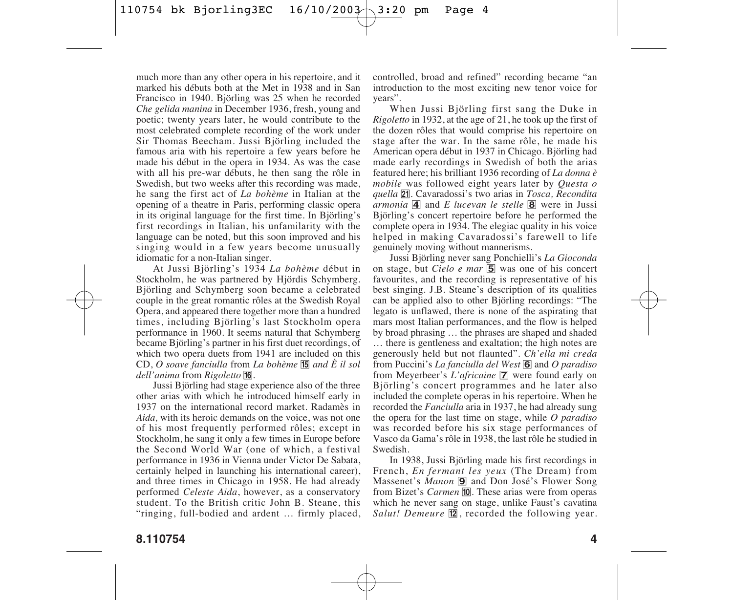much more than any other opera in his repertoire, and it marked his débuts both at the Met in 1938 and in San Francisco in 1940. Björling was 25 when he recorded *Che gelida manina* in December 1936, fresh, young and poetic; twenty years later, he would contribute to the most celebrated complete recording of the work under Sir Thomas Beecham. Jussi Björling included the famous aria with his repertoire a few years before he made his début in the opera in 1934. As was the case with all his pre-war débuts, he then sang the rôle in Swedish, but two weeks after this recording was made, he sang the first act of *La bohème* in Italian at the opening of a theatre in Paris, performing classic opera in its original language for the first time. In Björling's first recordings in Italian, his unfamiliarity with the language can be noted, but this soon improved and his singing would in a few years become unusually idiomatic for a non-Italian singer.

At Jussi Björling's 1934 *La bohème* début in Stockholm, he was partnered by Hjördis Schymberg. Björling and Schymberg soon became a celebrated couple in the great romantic rôles at the Swedish Royal Opera, and appeared there together more than a hundred times, including Björling's last Stockholm opera performance in 1960. It seems natural that Schymberg became Björling's partner in his first duet recordings, of which two opera duets from 1941 are included on this CD, *O soave fanciulla* from *La bohème* 15 *and È il sol dell'anima* from *Rigoletto* 16.

Jussi Björling had stage experience also of the three other arias with which he introduced himself early in 1937 on the international record market. Radamès in *Aida,* with its heroic demands on the voice, was not one of his most frequently performed rôles; except in Stockholm, he sang it only a few times in Europe before the Second World War (one of which, a festival performance in 1936 in Vienna under Victor De Sabata, certainly helped in launching his international career), and three times in Chicago in 1958. He had already performed *Celeste Aida*, however, as a conservatory student. To the British critic John B. Steane, this "ringing, full-bodied and ardent … firmly placed, controlled, broad and refined" recording became "an introduction to the most exciting new tenor voice for years".

When Jussi Björling first sang the Duke in *Rigoletto* in 1932, at the age of 21, he took up the first of the dozen rôles that would comprise his repertoire on stage after the war. In the same rôle, he made his American opera début in 1937 in Chicago. Björling had made early recordings in Swedish of both the arias featured here; his brilliant 1936 recording of *La donna è mobile* was followed eight years later by *Questa o quella* 21. Cavaradossi's two arias in *Tosca, Recondita armonia* 4 and *E lucevan le stelle* 8 were in Jussi Björling's concert repertoire before he performed the complete opera in 1934. The elegiac quality in his voice helped in making Cavaradossi's farewell to life genuinely moving without mannerisms.

Jussi Björling never sang Ponchielli's *La Gioconda* on stage, but *Cielo e mar* 5 was one of his concert favourites, and the recording is representative of his best singing. J.B. Steane's description of its qualities can be applied also to other Björling recordings: "The legato is unflawed, there is none of the aspirating that mars most Italian performances, and the flow is helped by broad phrasing … the phrases are shaped and shaded … there is gentleness and exaltation; the high notes are generously held but not flaunted". *Ch'ella mi creda* from Puccini's *La fanciulla del West* 6 and *O paradiso* from Meyerbeer's *L'africaine* 7 were found early on Björling's concert programmes and he later also included the complete operas in his repertoire. When he recorded the *Fanciulla* aria in 1937, he had already sung the opera for the last time on stage, while *O paradiso* was recorded before his six stage performances of Vasco da Gama's rôle in 1938, the last rôle he studied in Swedish.

In 1938, Jussi Björling made his first recordings in French, *En fermant les yeux* (The Dream) from Massenet's *Manon* 9 and Don José's Flower Song from Bizet's *Carmen* 10. These arias were from operas which he never sang on stage, unlike Faust's cavatina *Salut! Demeure* 12, recorded the following year.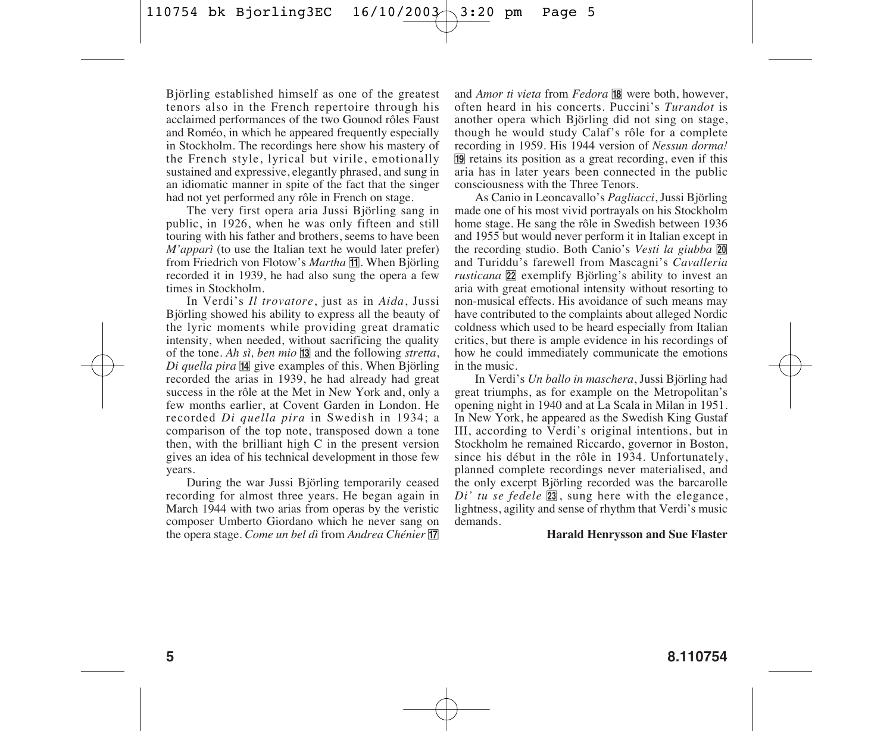Björling established himself as one of the greatest tenors also in the French repertoire through his acclaimed performances of the two Gounod rôles Faust and Roméo, in which he appeared frequently especially in Stockholm. The recordings here show his mastery of the French style, lyrical but virile, emotionally sustained and expressive, elegantly phrased, and sung in an idiomatic manner in spite of the fact that the singer had not yet performed any rôle in French on stage.

The very first opera aria Jussi Björling sang in public, in 1926, when he was only fifteen and still touring with his father and brothers, seems to have been *M'apparì* (to use the Italian text he would later prefer) from Friedrich von Flotow's *Martha* [11]. When Björling recorded it in 1939, he had also sung the opera a few times in Stockholm.

In Verdi's *Il trovatore*, just as in *Aida*, Jussi Björling showed his ability to express all the beauty of the lyric moments while providing great dramatic intensity, when needed, without sacrificing the quality of the tone. *Ah sì, ben mio* [13] and the following *stretta*, *Di quella pira* [14] give examples of this. When Björling recorded the arias in 1939, he had already had great success in the rôle at the Met in New York and, only a few months earlier, at Covent Garden in London. He recorded *Di quella pira* in Swedish in 1934; a comparison of the top note, transposed down a tone then, with the brilliant high C in the present version gives an idea of his technical development in those few years.

During the war Jussi Björling temporarily ceased recording for almost three years. He began again in March 1944 with two arias from operas by the veristic composer Umberto Giordano which he never sang on the opera stage. *Come un bel dì* from *Andrea Chénier* [17] and *Amor ti vieta* from *Fedora* [18] were both, however, often heard in his concerts. Puccini's *Turandot* is another opera which Björling did not sing on stage, though he would study Calaf's rôle for a complete recording in 1959. His 1944 version of *Nessun dorma!* [19] retains its position as a great recording, even if this aria has in later years been connected in the public consciousness with the Three Tenors.

As Canio in Leoncavallo's *Pagliacci*, Jussi Björling made one of his most vivid portrayals on his Stockholm home stage. He sang the rôle in Swedish between 1936 and 1955 but would never perform it in Italian except in the recording studio. Both Canio's *Vesti la giubba* [20] and Turiddu's farewell from Mascagni's *Cavalleria rusticana* [22] exemplify Björling's ability to invest an aria with great emotional intensity without resorting to non-musical effects. His avoidance of such means may have contributed to the complaints about alleged Nordic coldness which used to be heard especially from Italian critics, but there is ample evidence in his recordings of how he could immediately communicate the emotions in the music.

In Verdi's *Un ballo in maschera*, Jussi Björling had great triumphs, as for example on the Metropolitan's opening night in 1940 and at La Scala in Milan in 1951. In New York, he appeared as the Swedish King Gustaf III, according to Verdi's original intentions, but in Stockholm he remained Riccardo, governor in Boston, since his début in the rôle in 1934. Unfortunately, planned complete recordings never materialised, and the only excerpt Björling recorded was the barcarolle *Di' tu se fedele* [23], sung here with the elegance, lightness, agility and sense of rhythm that Verdi's music demands.

**Harald Henrysson and Sue Flaster**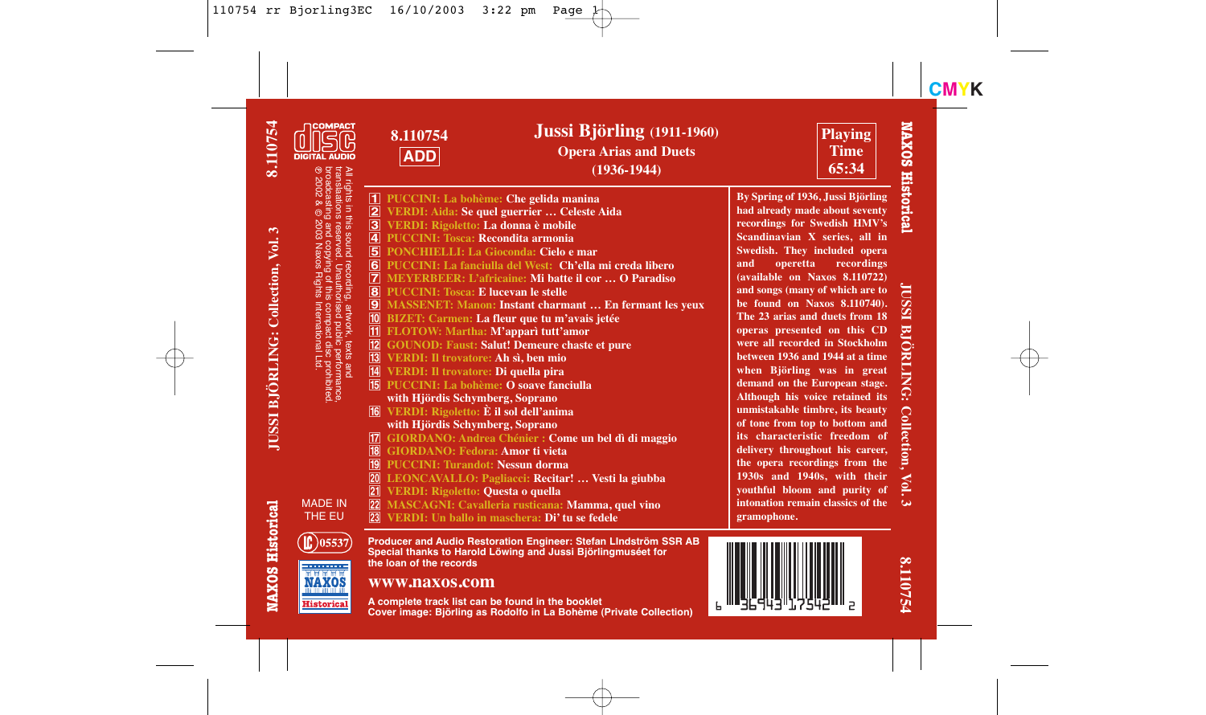8.110754

ADD

# Jussi Björling (1911-1960)

## Opera Arias and Duets

## (1936-1944)

Playing Time 65:34

1. PUCCINI: La bohème: Che gelida manina
2. VERDI: Aida: Se quel guerrier … Celeste Aida
3. VERDI: Rigoletto: La donna è mobile
4. PUCCINI: Tosca: Recondita armonia
5. PONCHIELLI: La Gioconda: Cielo e mar
6. PUCCINI: La fanciulla del West: Ch'ella mi creda libero
7. MEYERBEER: L'africaine: Mi batte il cor … O Paradiso
8. PUCCINI: Tosca: E lucevan le stelle
9. MASSENET: Manon: Instant charmant … En fermant les yeux
10. BIZET: Carmen: La fleur que tu m'avais jetée
11. FLOTOW: Martha: M'apparì tutt'amor
12. GOUNOD: Faust: Salut! Demeure chaste et pure
13. VERDI: Il trovatore: Ah sì, ben mio
14. VERDI: Il trovatore: Di quella pira
15. PUCCINI: La bohème: O soave fanciulla
with Hjördis Schymberg, Soprano
16. VERDI: Rigoletto: È il sol dell'anima
with Hjördis Schymberg, Soprano
17. GIORDANO: Andrea Chénier : Come un bel dì di maggio
18. GIORDANO: Fedora: Amor ti vieta
19. PUCCINI: Turandot: Nessun dorma
20. LEONCAVALLO: Pagliacci: Recitar! … Vesti la giubba
21. VERDI: Rigoletto: Questa o quella
22. MASCAGNI: Cavalleria rusticana: Mamma, quel vino
23. VERDI: Un ballo in maschera: Di' tu se fedele

By Spring of 1936, Jussi Björling had already made about seventy recordings for Swedish HMV's Scandinavian X series, all in Swedish. They included opera and operetta recordings (available on Naxos 8.110722) and songs (many of which are to be found on Naxos 8.110740). The 23 arias and duets from 18 operas presented on this CD were all recorded in Stockholm between 1936 and 1944 at a time when Björling was in great demand on the European stage. Although his voice retained its unmistakable timbre, its beauty of tone from top to bottom and its characteristic freedom of delivery throughout his career, the opera recordings from the 1930s and 1940s, with their youthful bloom and purity of intonation remain classics of the gramophone.

Producer and Audio Restoration Engineer: Stefan Lindström SSR AB
Special thanks to Harold Löwing and Jussi Björlingmuséet for the loan of the records

www.naxos.com

A complete track list can be found in the booklet
Cover image: Björling as Rodolfo in La Bohème (Private Collection)

All rights in this sound recording, artwork, texts and translations reserved. Unauthorised public performance, broadcasting and copying of this compact disc prohibited.
℗ 2002 & © 2003 Naxos Rights International Ltd.

MADE IN THE EU

LC 05537

NAXOS Historical

JUSSI BJÖRLING: Collection, Vol. 3

8.110754